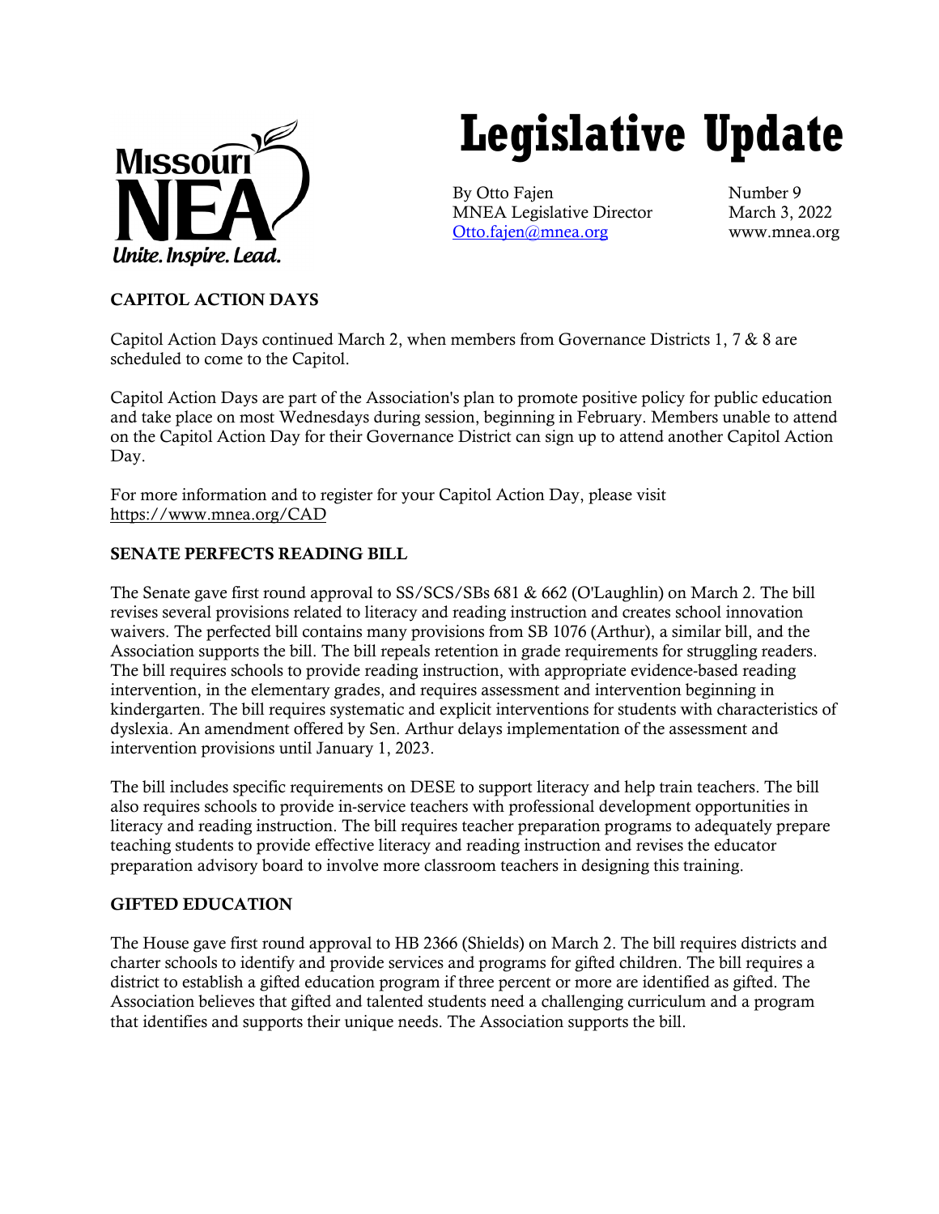Missouri NEA
*Unite. Inspire. Lead.*

# Legislative Update

By Otto Fajen
MNEA Legislative Director
Otto.fajen@mnea.org

Number 9
March 3, 2022
www.mnea.org

## CAPITOL ACTION DAYS

Capitol Action Days continued March 2, when members from Governance Districts 1, 7 & 8 are scheduled to come to the Capitol.

Capitol Action Days are part of the Association's plan to promote positive policy for public education and take place on most Wednesdays during session, beginning in February. Members unable to attend on the Capitol Action Day for their Governance District can sign up to attend another Capitol Action Day.

For more information and to register for your Capitol Action Day, please visit https://www.mnea.org/CAD

## SENATE PERFECTS READING BILL

The Senate gave first round approval to SS/SCS/SBs 681 & 662 (O'Laughlin) on March 2. The bill revises several provisions related to literacy and reading instruction and creates school innovation waivers. The perfected bill contains many provisions from SB 1076 (Arthur), a similar bill, and the Association supports the bill. The bill repeals retention in grade requirements for struggling readers. The bill requires schools to provide reading instruction, with appropriate evidence-based reading intervention, in the elementary grades, and requires assessment and intervention beginning in kindergarten. The bill requires systematic and explicit interventions for students with characteristics of dyslexia. An amendment offered by Sen. Arthur delays implementation of the assessment and intervention provisions until January 1, 2023.

The bill includes specific requirements on DESE to support literacy and help train teachers. The bill also requires schools to provide in-service teachers with professional development opportunities in literacy and reading instruction. The bill requires teacher preparation programs to adequately prepare teaching students to provide effective literacy and reading instruction and revises the educator preparation advisory board to involve more classroom teachers in designing this training.

## GIFTED EDUCATION

The House gave first round approval to HB 2366 (Shields) on March 2. The bill requires districts and charter schools to identify and provide services and programs for gifted children. The bill requires a district to establish a gifted education program if three percent or more are identified as gifted. The Association believes that gifted and talented students need a challenging curriculum and a program that identifies and supports their unique needs. The Association supports the bill.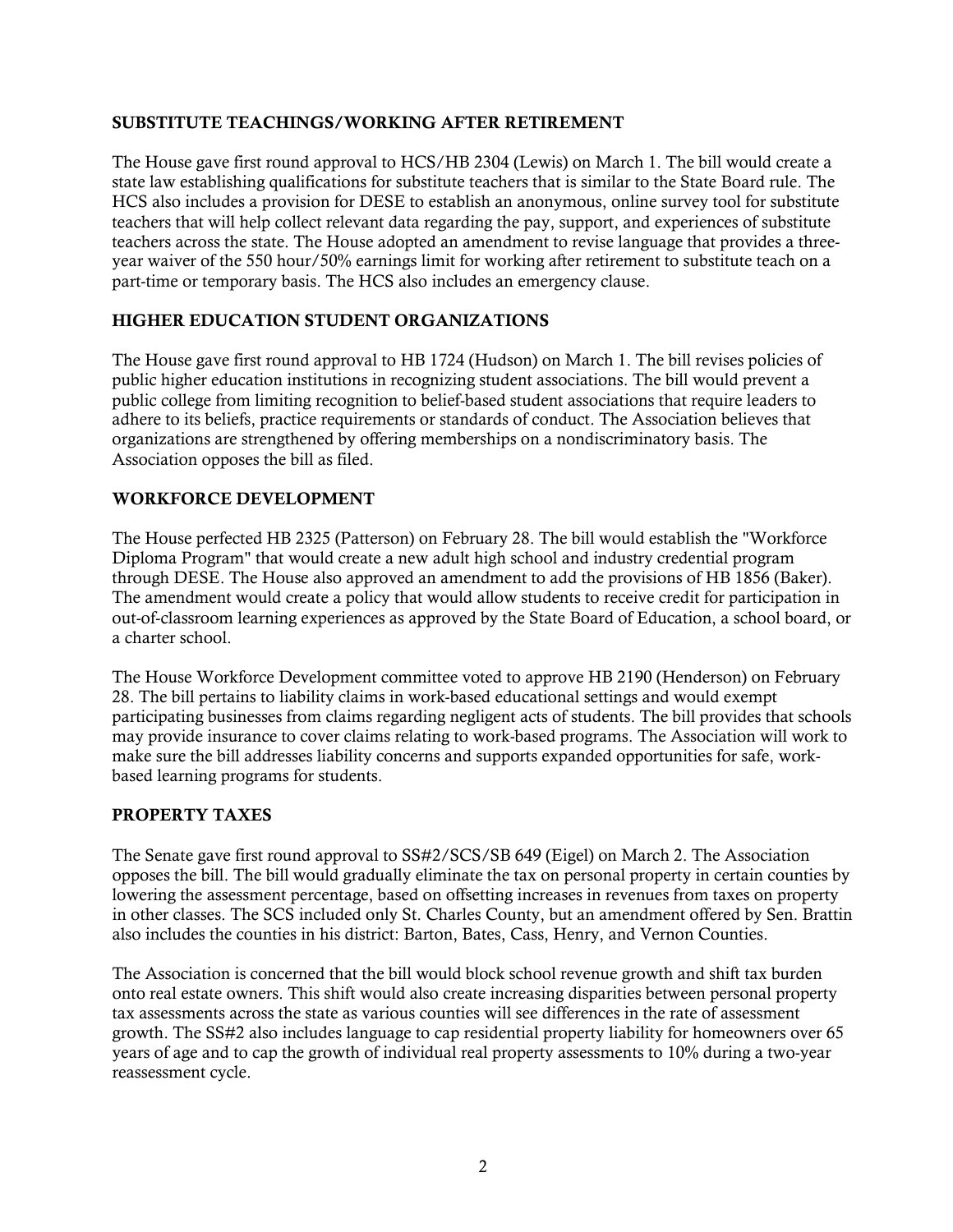## SUBSTITUTE TEACHINGS/WORKING AFTER RETIREMENT

The House gave first round approval to HCS/HB 2304 (Lewis) on March 1. The bill would create a state law establishing qualifications for substitute teachers that is similar to the State Board rule. The HCS also includes a provision for DESE to establish an anonymous, online survey tool for substitute teachers that will help collect relevant data regarding the pay, support, and experiences of substitute teachers across the state. The House adopted an amendment to revise language that provides a three-year waiver of the 550 hour/50% earnings limit for working after retirement to substitute teach on a part-time or temporary basis. The HCS also includes an emergency clause.

## HIGHER EDUCATION STUDENT ORGANIZATIONS

The House gave first round approval to HB 1724 (Hudson) on March 1. The bill revises policies of public higher education institutions in recognizing student associations. The bill would prevent a public college from limiting recognition to belief-based student associations that require leaders to adhere to its beliefs, practice requirements or standards of conduct. The Association believes that organizations are strengthened by offering memberships on a nondiscriminatory basis. The Association opposes the bill as filed.

## WORKFORCE DEVELOPMENT

The House perfected HB 2325 (Patterson) on February 28. The bill would establish the "Workforce Diploma Program" that would create a new adult high school and industry credential program through DESE. The House also approved an amendment to add the provisions of HB 1856 (Baker). The amendment would create a policy that would allow students to receive credit for participation in out-of-classroom learning experiences as approved by the State Board of Education, a school board, or a charter school.

The House Workforce Development committee voted to approve HB 2190 (Henderson) on February 28. The bill pertains to liability claims in work-based educational settings and would exempt participating businesses from claims regarding negligent acts of students. The bill provides that schools may provide insurance to cover claims relating to work-based programs. The Association will work to make sure the bill addresses liability concerns and supports expanded opportunities for safe, work-based learning programs for students.

## PROPERTY TAXES

The Senate gave first round approval to SS#2/SCS/SB 649 (Eigel) on March 2. The Association opposes the bill. The bill would gradually eliminate the tax on personal property in certain counties by lowering the assessment percentage, based on offsetting increases in revenues from taxes on property in other classes. The SCS included only St. Charles County, but an amendment offered by Sen. Brattin also includes the counties in his district: Barton, Bates, Cass, Henry, and Vernon Counties.

The Association is concerned that the bill would block school revenue growth and shift tax burden onto real estate owners. This shift would also create increasing disparities between personal property tax assessments across the state as various counties will see differences in the rate of assessment growth. The SS#2 also includes language to cap residential property liability for homeowners over 65 years of age and to cap the growth of individual real property assessments to 10% during a two-year reassessment cycle.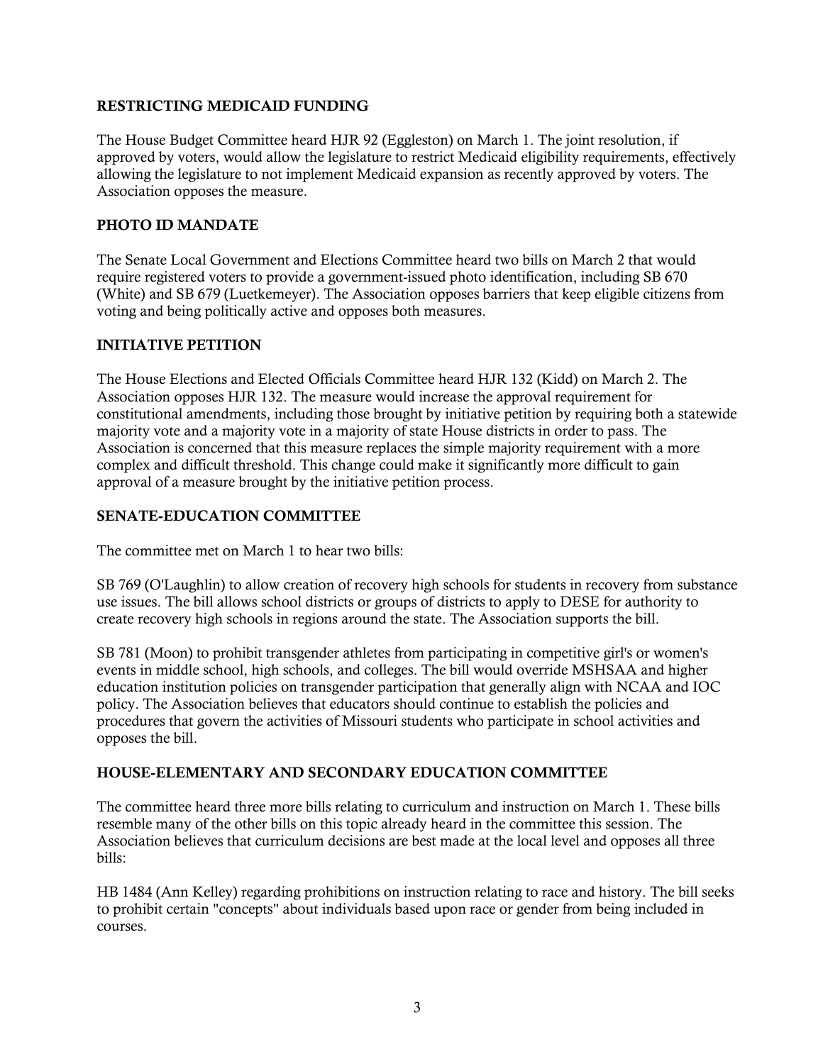## RESTRICTING MEDICAID FUNDING

The House Budget Committee heard HJR 92 (Eggleston) on March 1. The joint resolution, if approved by voters, would allow the legislature to restrict Medicaid eligibility requirements, effectively allowing the legislature to not implement Medicaid expansion as recently approved by voters. The Association opposes the measure.

## PHOTO ID MANDATE

The Senate Local Government and Elections Committee heard two bills on March 2 that would require registered voters to provide a government-issued photo identification, including SB 670 (White) and SB 679 (Luetkemeyer). The Association opposes barriers that keep eligible citizens from voting and being politically active and opposes both measures.

## INITIATIVE PETITION

The House Elections and Elected Officials Committee heard HJR 132 (Kidd) on March 2. The Association opposes HJR 132. The measure would increase the approval requirement for constitutional amendments, including those brought by initiative petition by requiring both a statewide majority vote and a majority vote in a majority of state House districts in order to pass. The Association is concerned that this measure replaces the simple majority requirement with a more complex and difficult threshold. This change could make it significantly more difficult to gain approval of a measure brought by the initiative petition process.

## SENATE-EDUCATION COMMITTEE

The committee met on March 1 to hear two bills:

SB 769 (O'Laughlin) to allow creation of recovery high schools for students in recovery from substance use issues. The bill allows school districts or groups of districts to apply to DESE for authority to create recovery high schools in regions around the state. The Association supports the bill.

SB 781 (Moon) to prohibit transgender athletes from participating in competitive girl's or women's events in middle school, high schools, and colleges. The bill would override MSHSAA and higher education institution policies on transgender participation that generally align with NCAA and IOC policy. The Association believes that educators should continue to establish the policies and procedures that govern the activities of Missouri students who participate in school activities and opposes the bill.

## HOUSE-ELEMENTARY AND SECONDARY EDUCATION COMMITTEE

The committee heard three more bills relating to curriculum and instruction on March 1. These bills resemble many of the other bills on this topic already heard in the committee this session. The Association believes that curriculum decisions are best made at the local level and opposes all three bills:

HB 1484 (Ann Kelley) regarding prohibitions on instruction relating to race and history. The bill seeks to prohibit certain "concepts" about individuals based upon race or gender from being included in courses.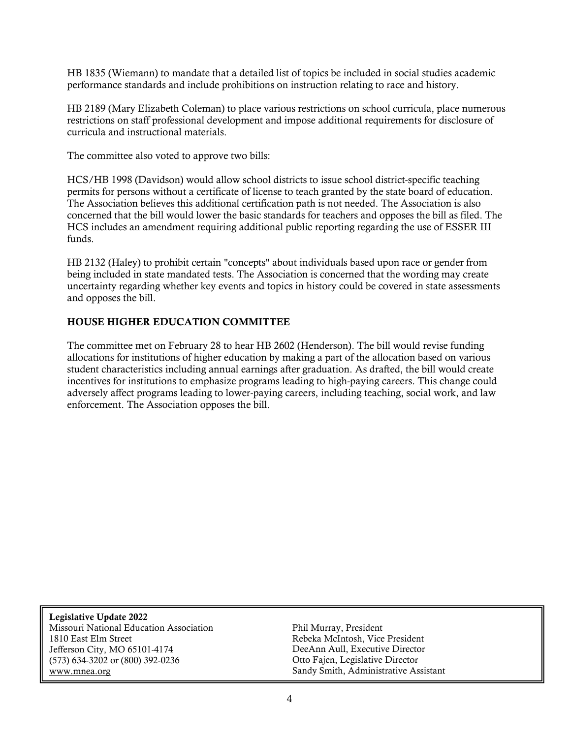HB 1835 (Wiemann) to mandate that a detailed list of topics be included in social studies academic performance standards and include prohibitions on instruction relating to race and history.

HB 2189 (Mary Elizabeth Coleman) to place various restrictions on school curricula, place numerous restrictions on staff professional development and impose additional requirements for disclosure of curricula and instructional materials.

The committee also voted to approve two bills:

HCS/HB 1998 (Davidson) would allow school districts to issue school district-specific teaching permits for persons without a certificate of license to teach granted by the state board of education. The Association believes this additional certification path is not needed. The Association is also concerned that the bill would lower the basic standards for teachers and opposes the bill as filed. The HCS includes an amendment requiring additional public reporting regarding the use of ESSER III funds.

HB 2132 (Haley) to prohibit certain "concepts" about individuals based upon race or gender from being included in state mandated tests. The Association is concerned that the wording may create uncertainty regarding whether key events and topics in history could be covered in state assessments and opposes the bill.

## HOUSE HIGHER EDUCATION COMMITTEE

The committee met on February 28 to hear HB 2602 (Henderson). The bill would revise funding allocations for institutions of higher education by making a part of the allocation based on various student characteristics including annual earnings after graduation. As drafted, the bill would create incentives for institutions to emphasize programs leading to high-paying careers. This change could adversely affect programs leading to lower-paying careers, including teaching, social work, and law enforcement. The Association opposes the bill.

**Legislative Update 2022**
Missouri National Education Association
1810 East Elm Street
Jefferson City, MO 65101-4174
(573) 634-3202 or (800) 392-0236
www.mnea.org

Phil Murray, President
Rebeka McIntosh, Vice President
DeeAnn Aull, Executive Director
Otto Fajen, Legislative Director
Sandy Smith, Administrative Assistant